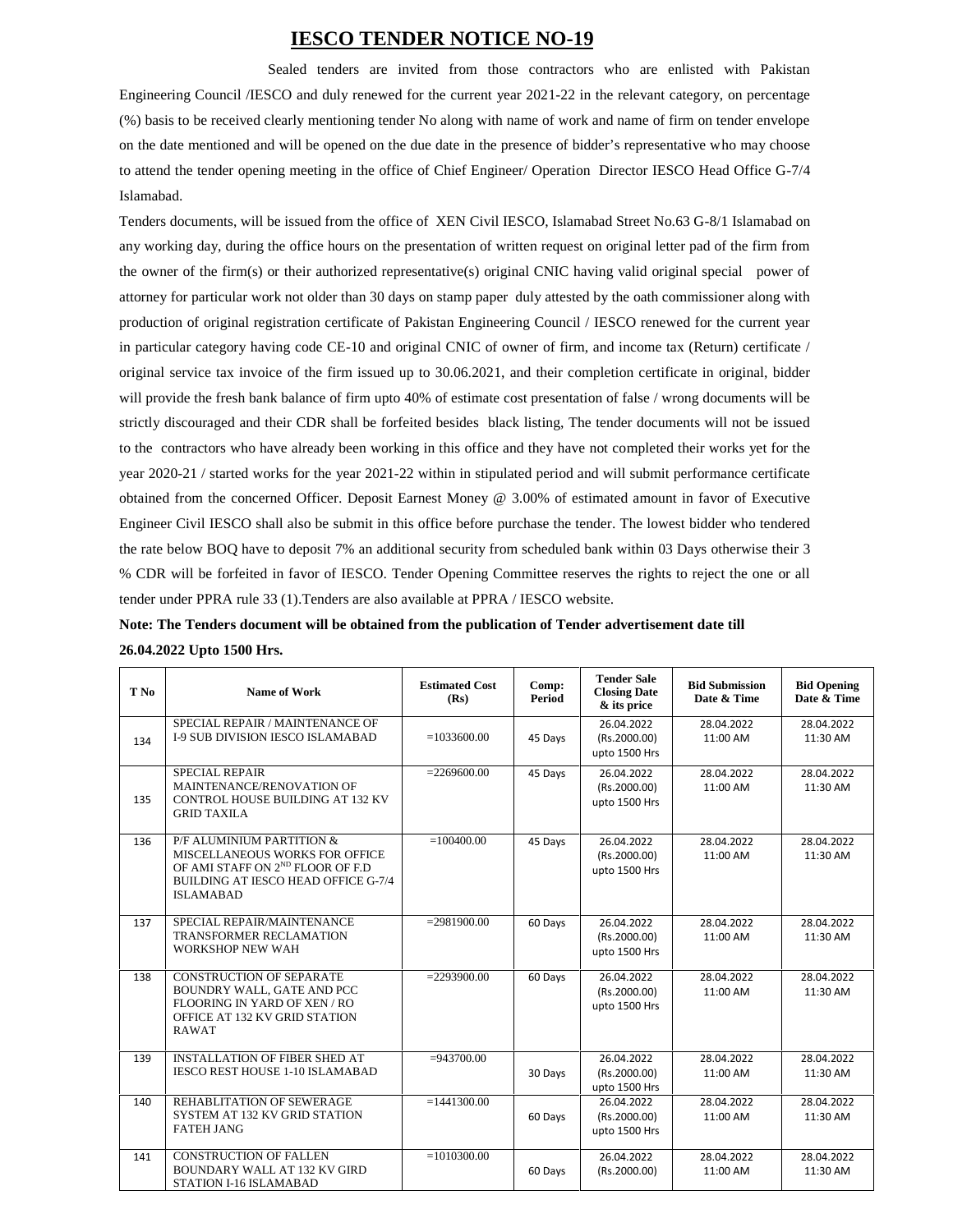# IESCO TENDER NOTICE NO-19

Sealed tenders are invited from those contractors who are enlisted with Pakistan Engineering Council /IESCO and duly renewed for the current year 2021-22 in the relevant category, on percentage (%) basis to be received clearly mentioning tender No along with name of work and name of firm on tender envelope on the date mentioned and will be opened on the due date in the presence of bidder's representative who may choose to attend the tender opening meeting in the office of Chief Engineer/ Operation Director IESCO Head Office G-7/4 Islamabad.

Tenders documents, will be issued from the office of XEN Civil IESCO, Islamabad Street No.63 G-8/1 Islamabad on any working day, during the office hours on the presentation of written request on original letter pad of the firm from the owner of the firm(s) or their authorized representative(s) original CNIC having valid original special power of attorney for particular work not older than 30 days on stamp paper duly attested by the oath commissioner along with production of original registration certificate of Pakistan Engineering Council / IESCO renewed for the current year in particular category having code CE-10 and original CNIC of owner of firm, and income tax (Return) certificate / original service tax invoice of the firm issued up to 30.06.2021, and their completion certificate in original, bidder will provide the fresh bank balance of firm upto 40% of estimate cost presentation of false / wrong documents will be strictly discouraged and their CDR shall be forfeited besides black listing, The tender documents will not be issued to the contractors who have already been working in this office and they have not completed their works yet for the year 2020-21 / started works for the year 2021-22 within in stipulated period and will submit performance certificate obtained from the concerned Officer. Deposit Earnest Money @ 3.00% of estimated amount in favor of Executive Engineer Civil IESCO shall also be submit in this office before purchase the tender. The lowest bidder who tendered the rate below BOQ have to deposit 7% an additional security from scheduled bank within 03 Days otherwise their 3 % CDR will be forfeited in favor of IESCO. Tender Opening Committee reserves the rights to reject the one or all tender under PPRA rule 33 (1).Tenders are also available at PPRA / IESCO website.

**Note: The Tenders document will be obtained from the publication of Tender advertisement date till 26.04.2022 Upto 1500 Hrs.**

| T No | Name of Work | Estimated Cost (Rs) | Comp: Period | Tender Sale Closing Date & its price | Bid Submission Date & Time | Bid Opening Date & Time |
|---|---|---|---|---|---|---|
| 134 | SPECIAL REPAIR / MAINTENANCE OF I-9 SUB DIVISION IESCO ISLAMABAD | =1033600.00 | 45 Days | 26.04.2022 (Rs.2000.00) upto 1500 Hrs | 28.04.2022 11:00 AM | 28.04.2022 11:30 AM |
| 135 | SPECIAL REPAIR MAINTENANCE/RENOVATION OF CONTROL HOUSE BUILDING AT 132 KV GRID TAXILA | =2269600.00 | 45 Days | 26.04.2022 (Rs.2000.00) upto 1500 Hrs | 28.04.2022 11:00 AM | 28.04.2022 11:30 AM |
| 136 | P/F ALUMINIUM PARTITION & MISCELLANEOUS WORKS FOR OFFICE OF AMI STAFF ON 2ND FLOOR OF F.D BUILDING AT IESCO HEAD OFFICE G-7/4 ISLAMABAD | =100400.00 | 45 Days | 26.04.2022 (Rs.2000.00) upto 1500 Hrs | 28.04.2022 11:00 AM | 28.04.2022 11:30 AM |
| 137 | SPECIAL REPAIR/MAINTENANCE TRANSFORMER RECLAMATION WORKSHOP NEW WAH | =2981900.00 | 60 Days | 26.04.2022 (Rs.2000.00) upto 1500 Hrs | 28.04.2022 11:00 AM | 28.04.2022 11:30 AM |
| 138 | CONSTRUCTION OF SEPARATE BOUNDRY WALL, GATE AND PCC FLOORING IN YARD OF XEN / RO OFFICE AT 132 KV GRID STATION RAWAT | =2293900.00 | 60 Days | 26.04.2022 (Rs.2000.00) upto 1500 Hrs | 28.04.2022 11:00 AM | 28.04.2022 11:30 AM |
| 139 | INSTALLATION OF FIBER SHED AT IESCO REST HOUSE 1-10 ISLAMABAD | =943700.00 | 30 Days | 26.04.2022 (Rs.2000.00) upto 1500 Hrs | 28.04.2022 11:00 AM | 28.04.2022 11:30 AM |
| 140 | REHABLITATION OF SEWERAGE SYSTEM AT 132 KV GRID STATION FATEH JANG | =1441300.00 | 60 Days | 26.04.2022 (Rs.2000.00) upto 1500 Hrs | 28.04.2022 11:00 AM | 28.04.2022 11:30 AM |
| 141 | CONSTRUCTION OF FALLEN BOUNDARY WALL AT 132 KV GIRD STATION I-16 ISLAMABAD | =1010300.00 | 60 Days | 26.04.2022 (Rs.2000.00) | 28.04.2022 11:00 AM | 28.04.2022 11:30 AM |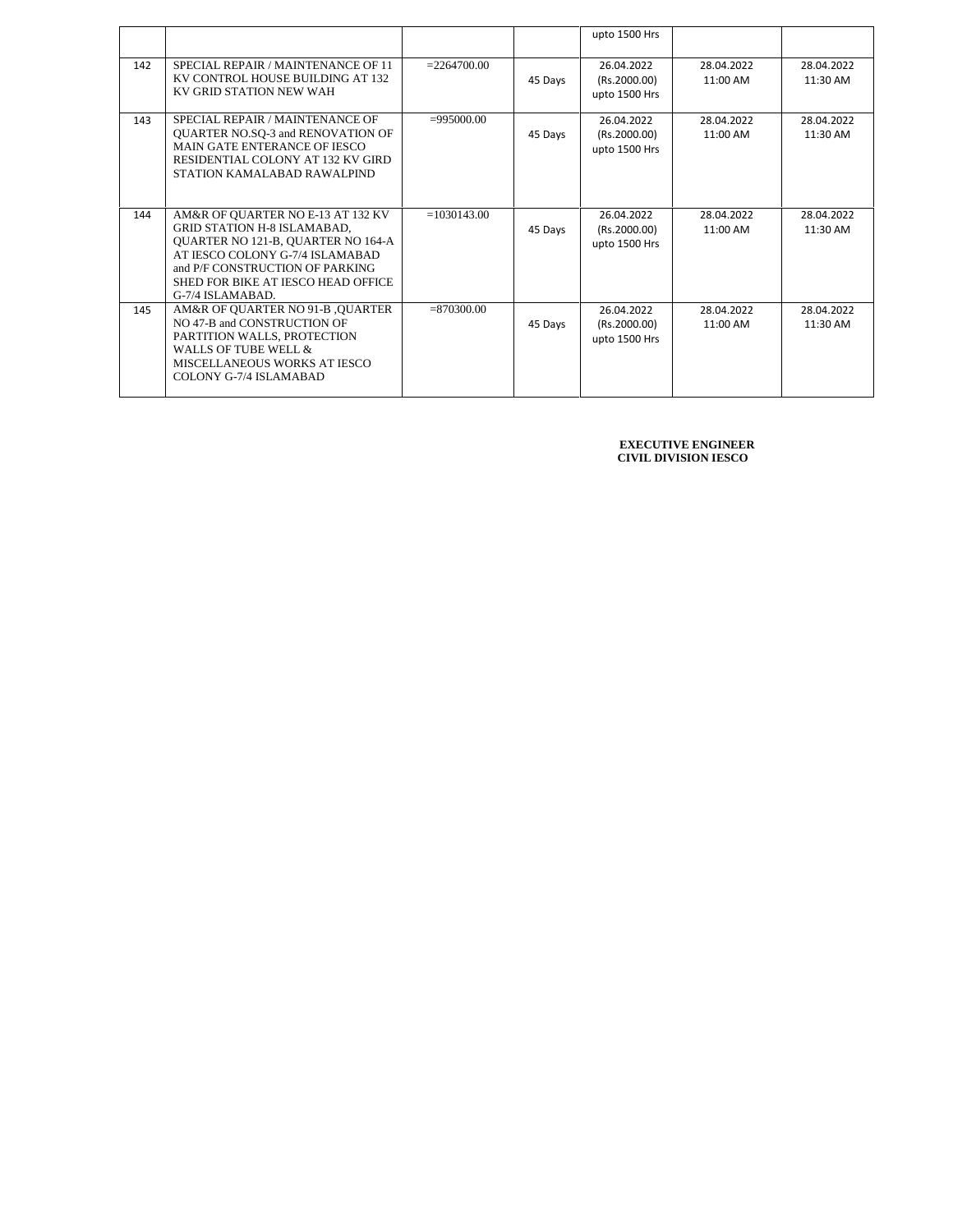| | | | | | | |
|---|---|---|---|---|---|---|
| | | | | upto 1500 Hrs | | |
| 142 | SPECIAL REPAIR / MAINTENANCE OF 11 KV CONTROL HOUSE BUILDING AT 132 KV GRID STATION NEW WAH | =2264700.00 | 45 Days | 26.04.2022 (Rs.2000.00) upto 1500 Hrs | 28.04.2022 11:00 AM | 28.04.2022 11:30 AM |
| 143 | SPECIAL REPAIR / MAINTENANCE OF QUARTER NO.SQ-3 and RENOVATION OF MAIN GATE ENTERANCE OF IESCO RESIDENTIAL COLONY AT 132 KV GIRD STATION KAMALABAD RAWALPIND | =995000.00 | 45 Days | 26.04.2022 (Rs.2000.00) upto 1500 Hrs | 28.04.2022 11:00 AM | 28.04.2022 11:30 AM |
| 144 | AM&R OF QUARTER NO E-13 AT 132 KV GRID STATION H-8 ISLAMABAD, QUARTER NO 121-B, QUARTER NO 164-A AT IESCO COLONY G-7/4 ISLAMABAD and P/F CONSTRUCTION OF PARKING SHED FOR BIKE AT IESCO HEAD OFFICE G-7/4 ISLAMABAD. | =1030143.00 | 45 Days | 26.04.2022 (Rs.2000.00) upto 1500 Hrs | 28.04.2022 11:00 AM | 28.04.2022 11:30 AM |
| 145 | AM&R OF QUARTER NO 91-B ,QUARTER NO 47-B and CONSTRUCTION OF PARTITION WALLS, PROTECTION WALLS OF TUBE WELL & MISCELLANEOUS WORKS AT IESCO COLONY G-7/4 ISLAMABAD | =870300.00 | 45 Days | 26.04.2022 (Rs.2000.00) upto 1500 Hrs | 28.04.2022 11:00 AM | 28.04.2022 11:30 AM |

**EXECUTIVE ENGINEER**
**CIVIL DIVISION IESCO**